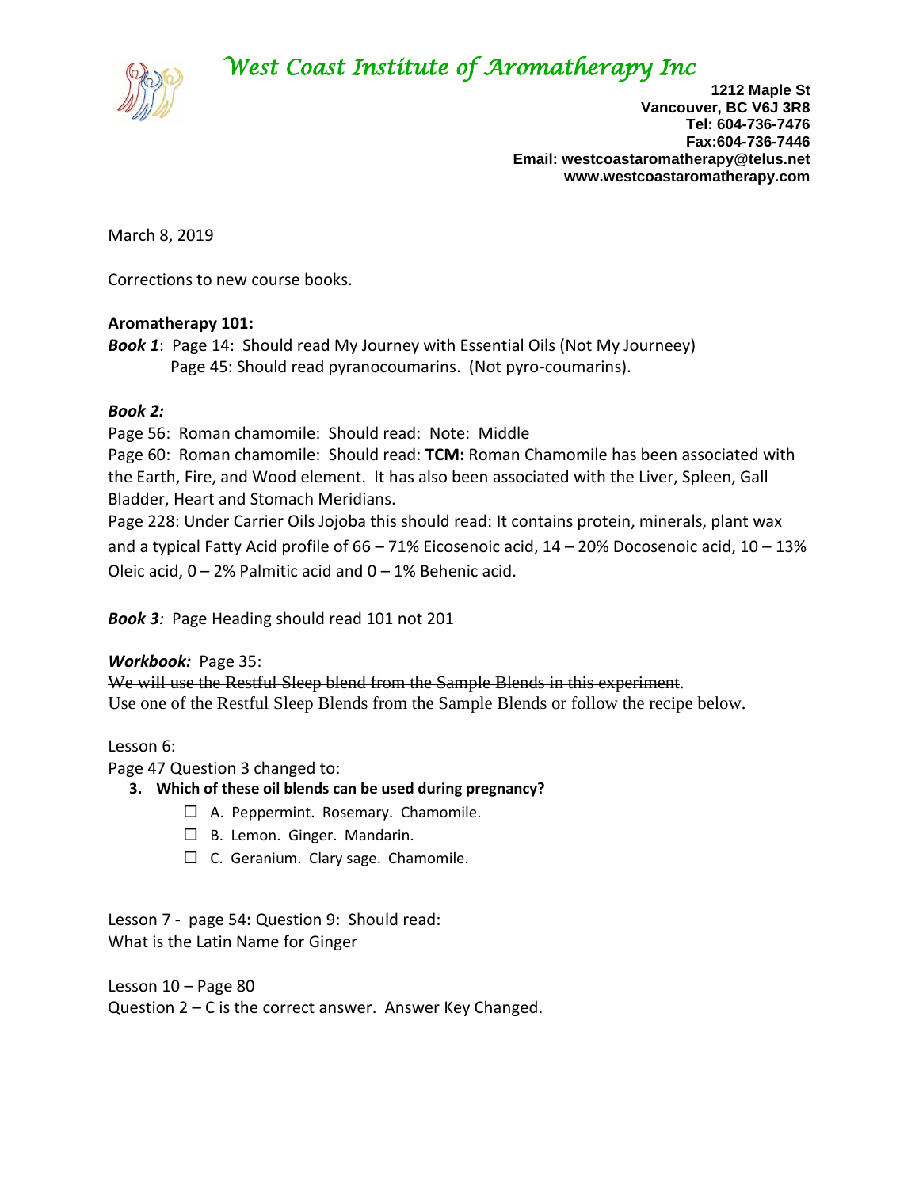# *West Coast Institute of Aromatherapy Inc*

**1212 Maple St**
**Vancouver, BC V6J 3R8**
**Tel: 604-736-7476**
**Fax:604-736-7446**
**Email: westcoastaromatherapy@telus.net**
**www.westcoastaromatherapy.com**

March 8, 2019

Corrections to new course books.

**Aromatherapy 101:**

***Book 1***: Page 14: Should read My Journey with Essential Oils (Not My Journeey)
Page 45: Should read pyranocoumarins. (Not pyro-coumarins).

***Book 2:***

Page 56: Roman chamomile: Should read: Note: Middle

Page 60: Roman chamomile: Should read: **TCM:** Roman Chamomile has been associated with the Earth, Fire, and Wood element. It has also been associated with the Liver, Spleen, Gall Bladder, Heart and Stomach Meridians.

Page 228: Under Carrier Oils Jojoba this should read: It contains protein, minerals, plant wax and a typical Fatty Acid profile of 66 – 71% Eicosenoic acid, 14 – 20% Docosenoic acid, 10 – 13% Oleic acid, 0 – 2% Palmitic acid and 0 – 1% Behenic acid.

***Book 3****:* Page Heading should read 101 not 201

***Workbook:*** Page 35:

~~We will use the Restful Sleep blend from the Sample Blends in this experiment.~~

Use one of the Restful Sleep Blends from the Sample Blends or follow the recipe below.

Lesson 6:

Page 47 Question 3 changed to:

**3. Which of these oil blends can be used during pregnancy?**

- ☐ A. Peppermint. Rosemary. Chamomile.
- ☐ B. Lemon. Ginger. Mandarin.
- ☐ C. Geranium. Clary sage. Chamomile.

Lesson 7 - page 54**:** Question 9: Should read:
What is the Latin Name for Ginger

Lesson 10 – Page 80
Question 2 – C is the correct answer. Answer Key Changed.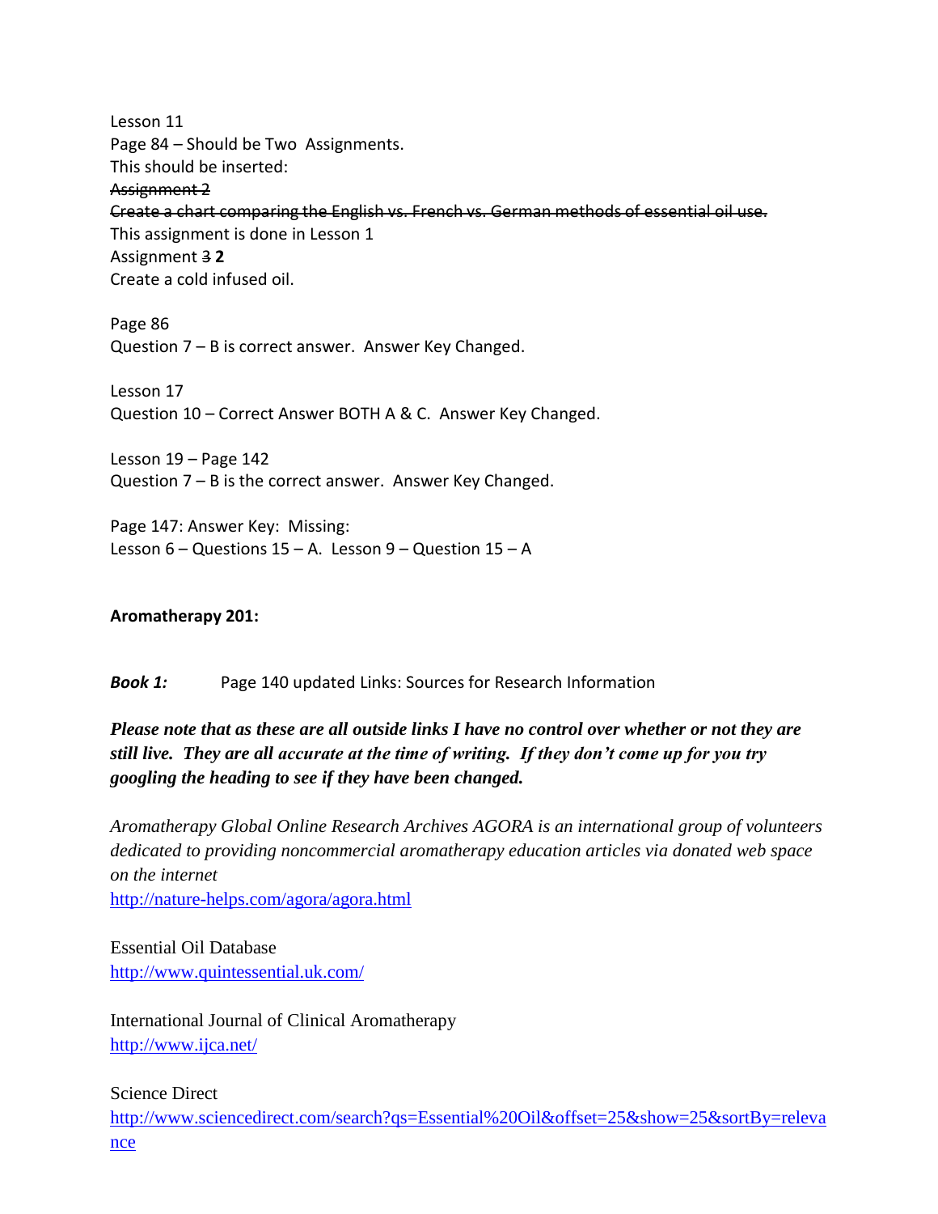Lesson 11
Page 84 – Should be Two Assignments.
This should be inserted:
~~Assignment 2~~
~~Create a chart comparing the English vs. French vs. German methods of essential oil use.~~
This assignment is done in Lesson 1
Assignment ~~3~~ **2**
Create a cold infused oil.

Page 86
Question 7 – B is correct answer. Answer Key Changed.

Lesson 17
Question 10 – Correct Answer BOTH A & C. Answer Key Changed.

Lesson 19 – Page 142
Question 7 – B is the correct answer. Answer Key Changed.

Page 147: Answer Key: Missing:
Lesson 6 – Questions 15 – A. Lesson 9 – Question 15 – A

**Aromatherapy 201:**

***Book 1:*** Page 140 updated Links: Sources for Research Information

***Please note that as these are all outside links I have no control over whether or not they are still live. They are all accurate at the time of writing. If they don't come up for you try googling the heading to see if they have been changed.***

*Aromatherapy Global Online Research Archives AGORA is an international group of volunteers dedicated to providing noncommercial aromatherapy education articles via donated web space on the internet*
http://nature-helps.com/agora/agora.html

Essential Oil Database
http://www.quintessential.uk.com/

International Journal of Clinical Aromatherapy
http://www.ijca.net/

Science Direct
http://www.sciencedirect.com/search?qs=Essential%20Oil&offset=25&show=25&sortBy=relevance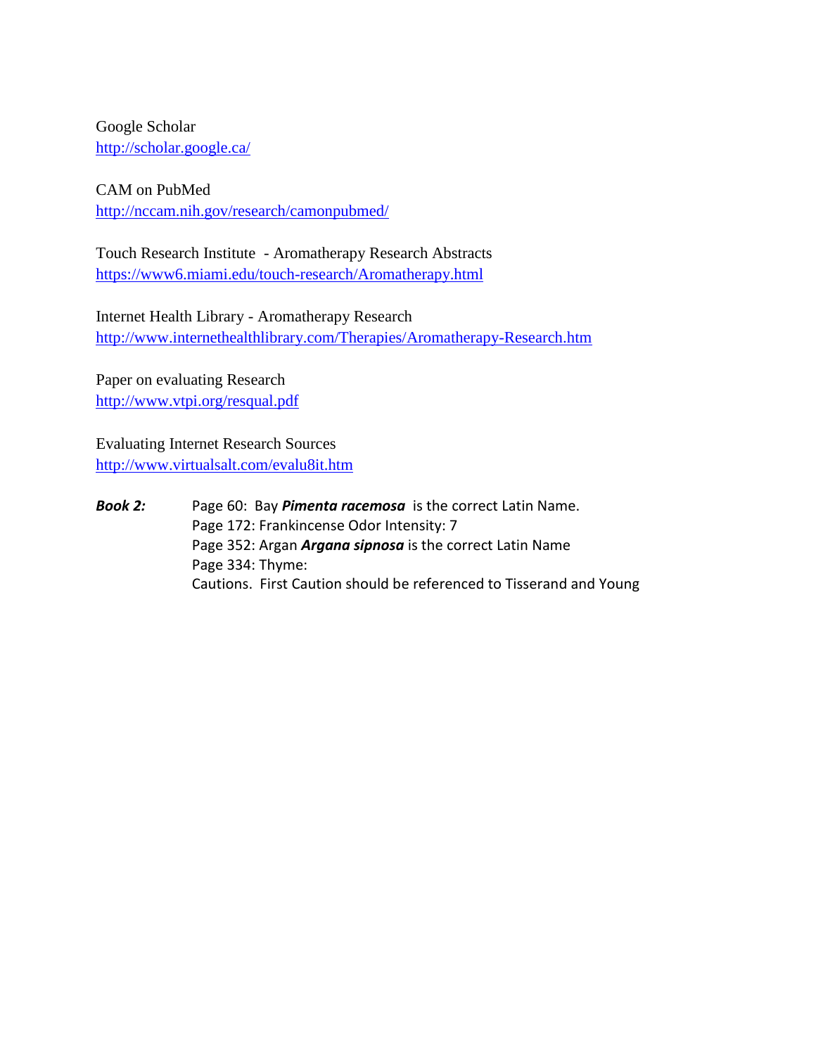Google Scholar
http://scholar.google.ca/

CAM on PubMed
http://nccam.nih.gov/research/camonpubmed/

Touch Research Institute - Aromatherapy Research Abstracts
https://www6.miami.edu/touch-research/Aromatherapy.html

Internet Health Library - Aromatherapy Research
http://www.internethealthlibrary.com/Therapies/Aromatherapy-Research.htm

Paper on evaluating Research
http://www.vtpi.org/resqual.pdf

Evaluating Internet Research Sources
http://www.virtualsalt.com/evalu8it.htm

***Book 2:***

Page 60: Bay ***Pimenta racemosa*** is the correct Latin Name.
Page 172: Frankincense Odor Intensity: 7
Page 352: Argan ***Argana sipnosa*** is the correct Latin Name
Page 334: Thyme:
Cautions. First Caution should be referenced to Tisserand and Young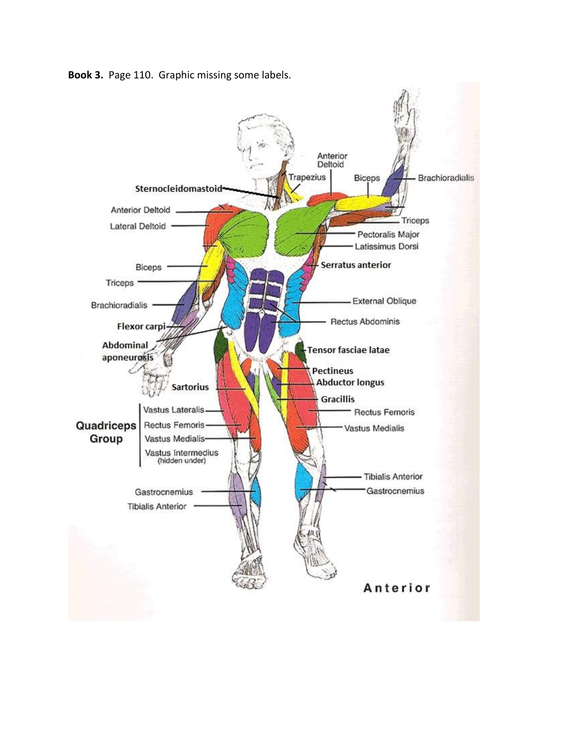**Book 3.** Page 110. Graphic missing some labels.

Anterior Deltoid
Trapezius
Biceps
Brachioradialis
**Sternocleidomastoid**
Anterior Deltoid
Lateral Deltoid
Triceps
Pectoralis Major
Latissimus Dorsi
**Serratus anterior**
Biceps
Triceps
Brachioradialis
External Oblique
Rectus Abdominis
**Flexor carpi**
**Abdominal aponeurosis**
**Tensor fasciae latae**
**Pectineus**
**Abductor longus**
**Sartorius**
**Gracillis**

**Quadriceps Group**

- Vastus Lateralis
- Rectus Femoris
- Vastus Medialis
- Vastus Intermedius (hidden under)

Rectus Femoris
Vastus Medialis
Tibialis Anterior
Gastrocnemius
Gastrocnemius
Tibialis Anterior

**Anterior**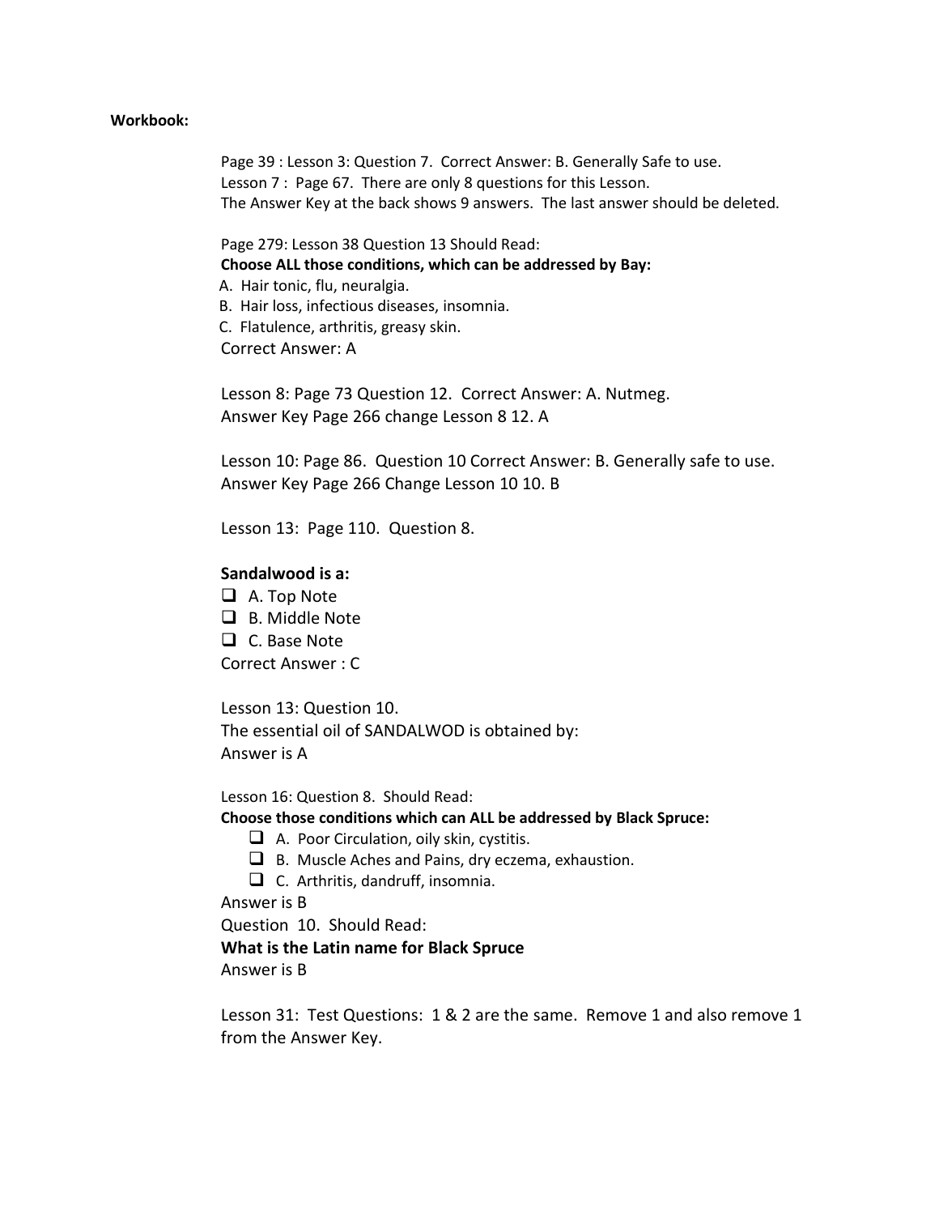**Workbook:**

Page 39 : Lesson 3: Question 7. Correct Answer: B. Generally Safe to use.
Lesson 7 : Page 67. There are only 8 questions for this Lesson.
The Answer Key at the back shows 9 answers. The last answer should be deleted.

Page 279: Lesson 38 Question 13 Should Read:
**Choose ALL those conditions, which can be addressed by Bay:**
A. Hair tonic, flu, neuralgia.
B. Hair loss, infectious diseases, insomnia.
C. Flatulence, arthritis, greasy skin.
Correct Answer: A

Lesson 8: Page 73 Question 12. Correct Answer: A. Nutmeg.
Answer Key Page 266 change Lesson 8 12. A

Lesson 10: Page 86. Question 10 Correct Answer: B. Generally safe to use.
Answer Key Page 266 Change Lesson 10 10. B

Lesson 13: Page 110. Question 8.

**Sandalwood is a:**

- ❑ A. Top Note
- ❑ B. Middle Note
- ❑ C. Base Note

Correct Answer : C

Lesson 13: Question 10.
The essential oil of SANDALWOD is obtained by:
Answer is A

Lesson 16: Question 8. Should Read:
**Choose those conditions which can ALL be addressed by Black Spruce:**

- ❑ A. Poor Circulation, oily skin, cystitis.
- ❑ B. Muscle Aches and Pains, dry eczema, exhaustion.
- ❑ C. Arthritis, dandruff, insomnia.

Answer is B
Question 10. Should Read:
**What is the Latin name for Black Spruce**
Answer is B

Lesson 31: Test Questions: 1 & 2 are the same. Remove 1 and also remove 1 from the Answer Key.